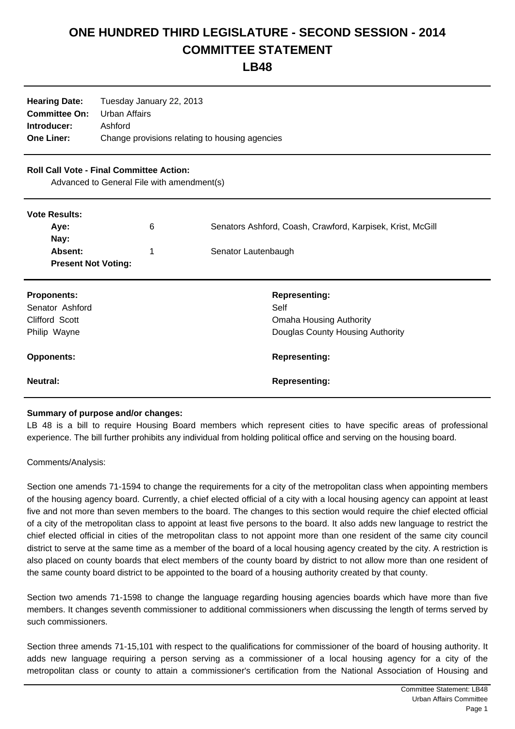# ONE HUNDRED THIRD LEGISLATURE - SECOND SESSION - 2014
# COMMITTEE STATEMENT
# LB48

| | |
|---|---|
| **Hearing Date:** | Tuesday January 22, 2013 |
| **Committee On:** | Urban Affairs |
| **Introducer:** | Ashford |
| **One Liner:** | Change provisions relating to housing agencies |

**Roll Call Vote - Final Committee Action:**

Advanced to General File with amendment(s)

**Vote Results:**

| | | |
|---|---|---|
| **Aye:** | 6 | Senators Ashford, Coash, Crawford, Karpisek, Krist, McGill |
| **Nay:** | | |
| **Absent:** | 1 | Senator Lautenbaugh |
| **Present Not Voting:** | | |

| **Proponents:** | **Representing:** |
|---|---|
| Senator Ashford | Self |
| Clifford Scott | Omaha Housing Authority |
| Philip Wayne | Douglas County Housing Authority |
| **Opponents:** | **Representing:** |
| **Neutral:** | **Representing:** |

**Summary of purpose and/or changes:**

LB 48 is a bill to require Housing Board members which represent cities to have specific areas of professional experience. The bill further prohibits any individual from holding political office and serving on the housing board.

Comments/Analysis:

Section one amends 71-1594 to change the requirements for a city of the metropolitan class when appointing members of the housing agency board. Currently, a chief elected official of a city with a local housing agency can appoint at least five and not more than seven members to the board. The changes to this section would require the chief elected official of a city of the metropolitan class to appoint at least five persons to the board. It also adds new language to restrict the chief elected official in cities of the metropolitan class to not appoint more than one resident of the same city council district to serve at the same time as a member of the board of a local housing agency created by the city. A restriction is also placed on county boards that elect members of the county board by district to not allow more than one resident of the same county board district to be appointed to the board of a housing authority created by that county.

Section two amends 71-1598 to change the language regarding housing agencies boards which have more than five members. It changes seventh commissioner to additional commissioners when discussing the length of terms served by such commissioners.

Section three amends 71-15,101 with respect to the qualifications for commissioner of the board of housing authority. It adds new language requiring a person serving as a commissioner of a local housing agency for a city of the metropolitan class or county to attain a commissioner's certification from the National Association of Housing and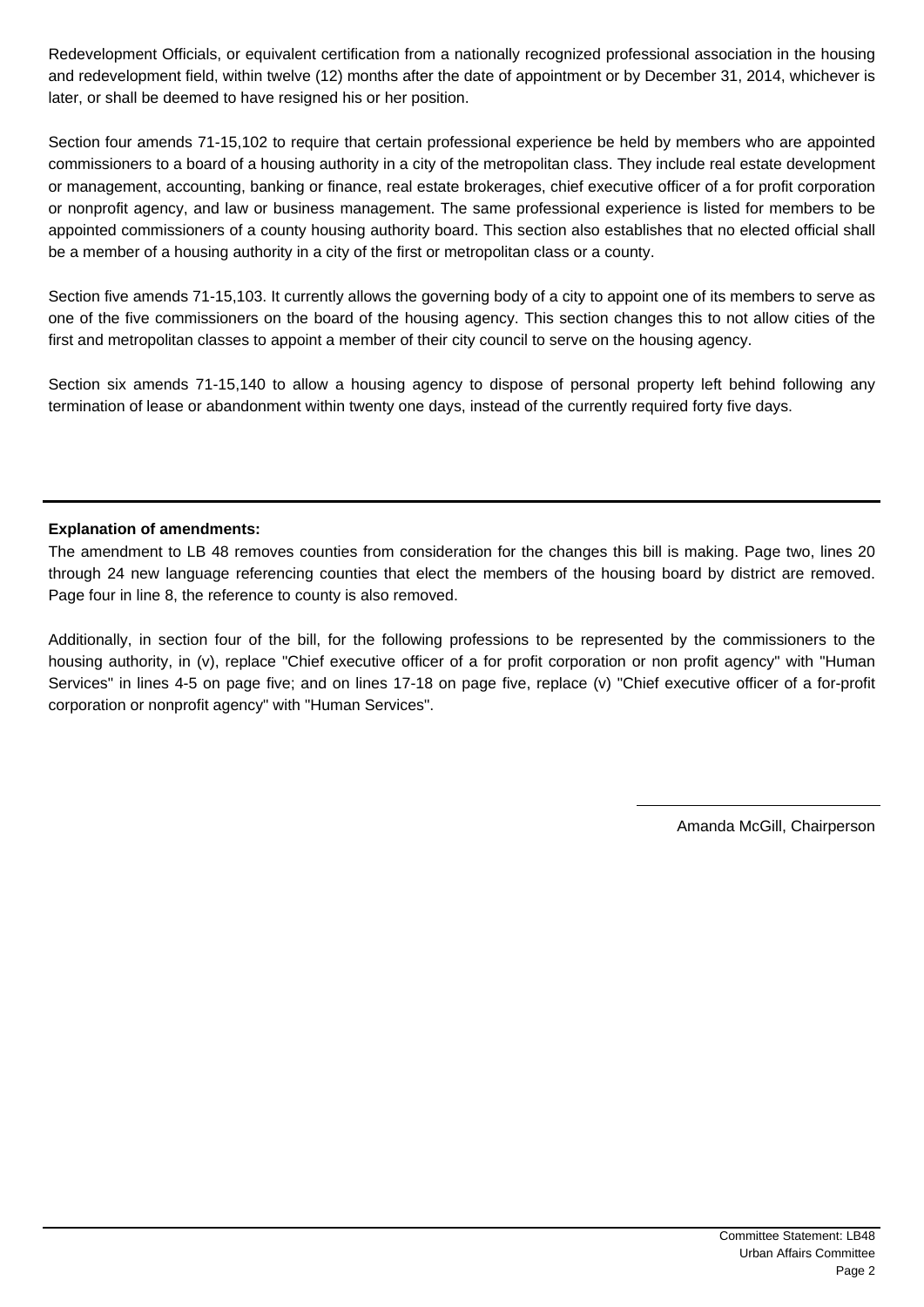Redevelopment Officials, or equivalent certification from a nationally recognized professional association in the housing and redevelopment field, within twelve (12) months after the date of appointment or by December 31, 2014, whichever is later, or shall be deemed to have resigned his or her position.

Section four amends 71-15,102 to require that certain professional experience be held by members who are appointed commissioners to a board of a housing authority in a city of the metropolitan class. They include real estate development or management, accounting, banking or finance, real estate brokerages, chief executive officer of a for profit corporation or nonprofit agency, and law or business management. The same professional experience is listed for members to be appointed commissioners of a county housing authority board. This section also establishes that no elected official shall be a member of a housing authority in a city of the first or metropolitan class or a county.

Section five amends 71-15,103. It currently allows the governing body of a city to appoint one of its members to serve as one of the five commissioners on the board of the housing agency. This section changes this to not allow cities of the first and metropolitan classes to appoint a member of their city council to serve on the housing agency.

Section six amends 71-15,140 to allow a housing agency to dispose of personal property left behind following any termination of lease or abandonment within twenty one days, instead of the currently required forty five days.

---

**Explanation of amendments:**

The amendment to LB 48 removes counties from consideration for the changes this bill is making. Page two, lines 20 through 24 new language referencing counties that elect the members of the housing board by district are removed. Page four in line 8, the reference to county is also removed.

Additionally, in section four of the bill, for the following professions to be represented by the commissioners to the housing authority, in (v), replace "Chief executive officer of a for profit corporation or non profit agency" with "Human Services" in lines 4-5 on page five; and on lines 17-18 on page five, replace (v) "Chief executive officer of a for-profit corporation or nonprofit agency" with "Human Services".

Amanda McGill, Chairperson